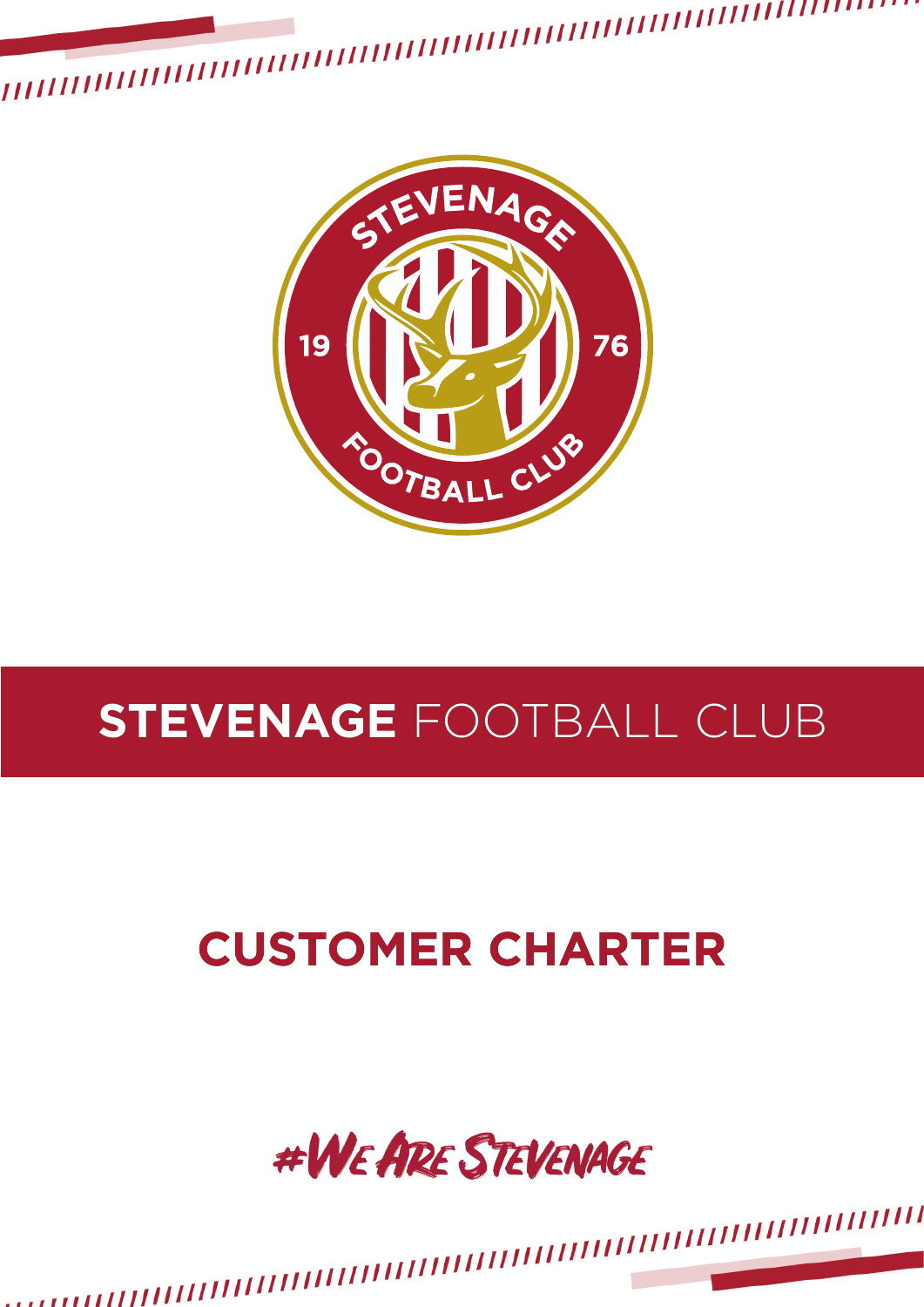# STEVENAGE FOOTBALL CLUB

## CUSTOMER CHARTER

#WeAreStevenage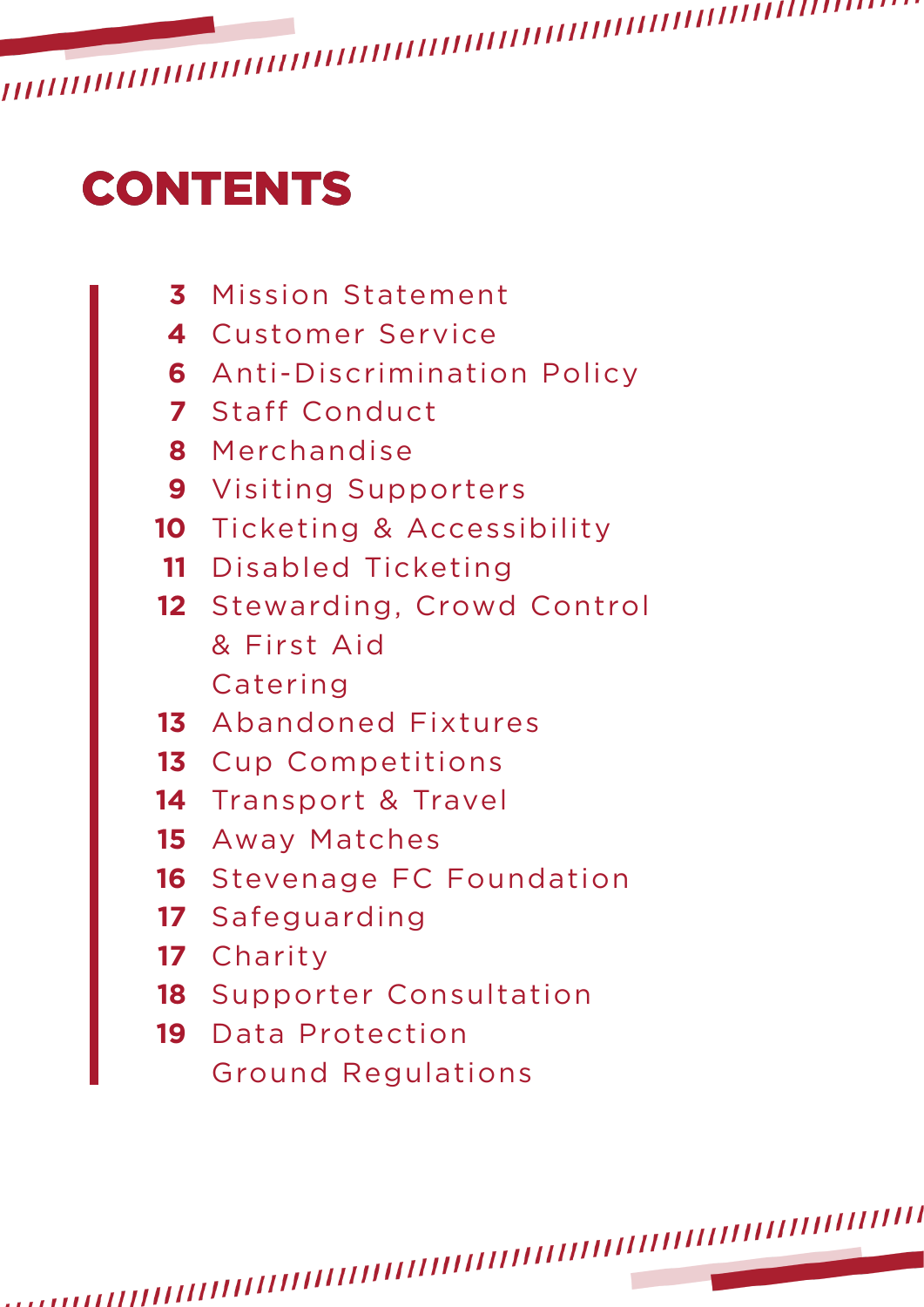# CONTENTS

| Page | Section |
|---|---|
| 3 | Mission Statement |
| 4 | Customer Service |
| 6 | Anti-Discrimination Policy |
| 7 | Staff Conduct |
| 8 | Merchandise |
| 9 | Visiting Supporters |
| 10 | Ticketing & Accessibility |
| 11 | Disabled Ticketing |
| 12 | Stewarding, Crowd Control & First Aid |
| | Catering |
| 13 | Abandoned Fixtures |
| 13 | Cup Competitions |
| 14 | Transport & Travel |
| 15 | Away Matches |
| 16 | Stevenage FC Foundation |
| 17 | Safeguarding |
| 17 | Charity |
| 18 | Supporter Consultation |
| 19 | Data Protection |
| | Ground Regulations |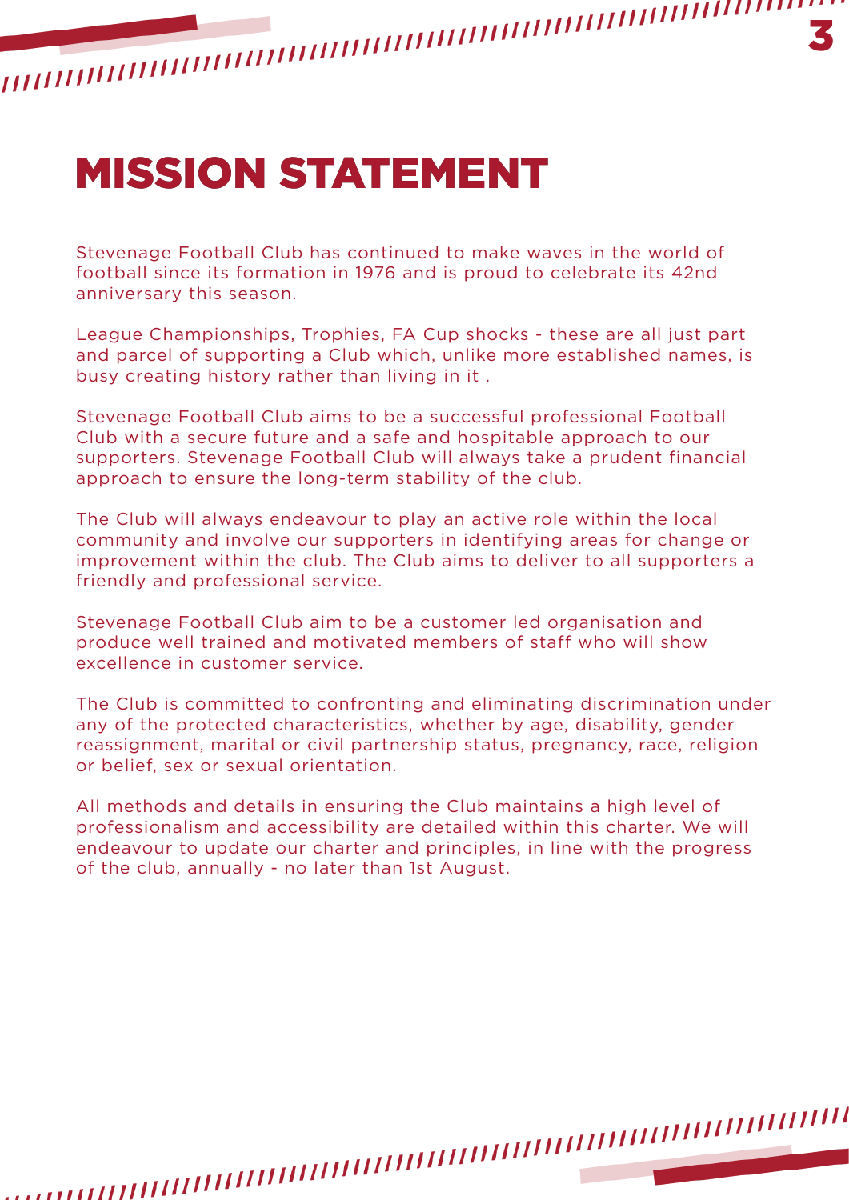# MISSION STATEMENT

Stevenage Football Club has continued to make waves in the world of football since its formation in 1976 and is proud to celebrate its 42nd anniversary this season.

League Championships, Trophies, FA Cup shocks - these are all just part and parcel of supporting a Club which, unlike more established names, is busy creating history rather than living in it .

Stevenage Football Club aims to be a successful professional Football Club with a secure future and a safe and hospitable approach to our supporters. Stevenage Football Club will always take a prudent financial approach to ensure the long-term stability of the club.

The Club will always endeavour to play an active role within the local community and involve our supporters in identifying areas for change or improvement within the club. The Club aims to deliver to all supporters a friendly and professional service.

Stevenage Football Club aim to be a customer led organisation and produce well trained and motivated members of staff who will show excellence in customer service.

The Club is committed to confronting and eliminating discrimination under any of the protected characteristics, whether by age, disability, gender reassignment, marital or civil partnership status, pregnancy, race, religion or belief, sex or sexual orientation.

All methods and details in ensuring the Club maintains a high level of professionalism and accessibility are detailed within this charter. We will endeavour to update our charter and principles, in line with the progress of the club, annually - no later than 1st August.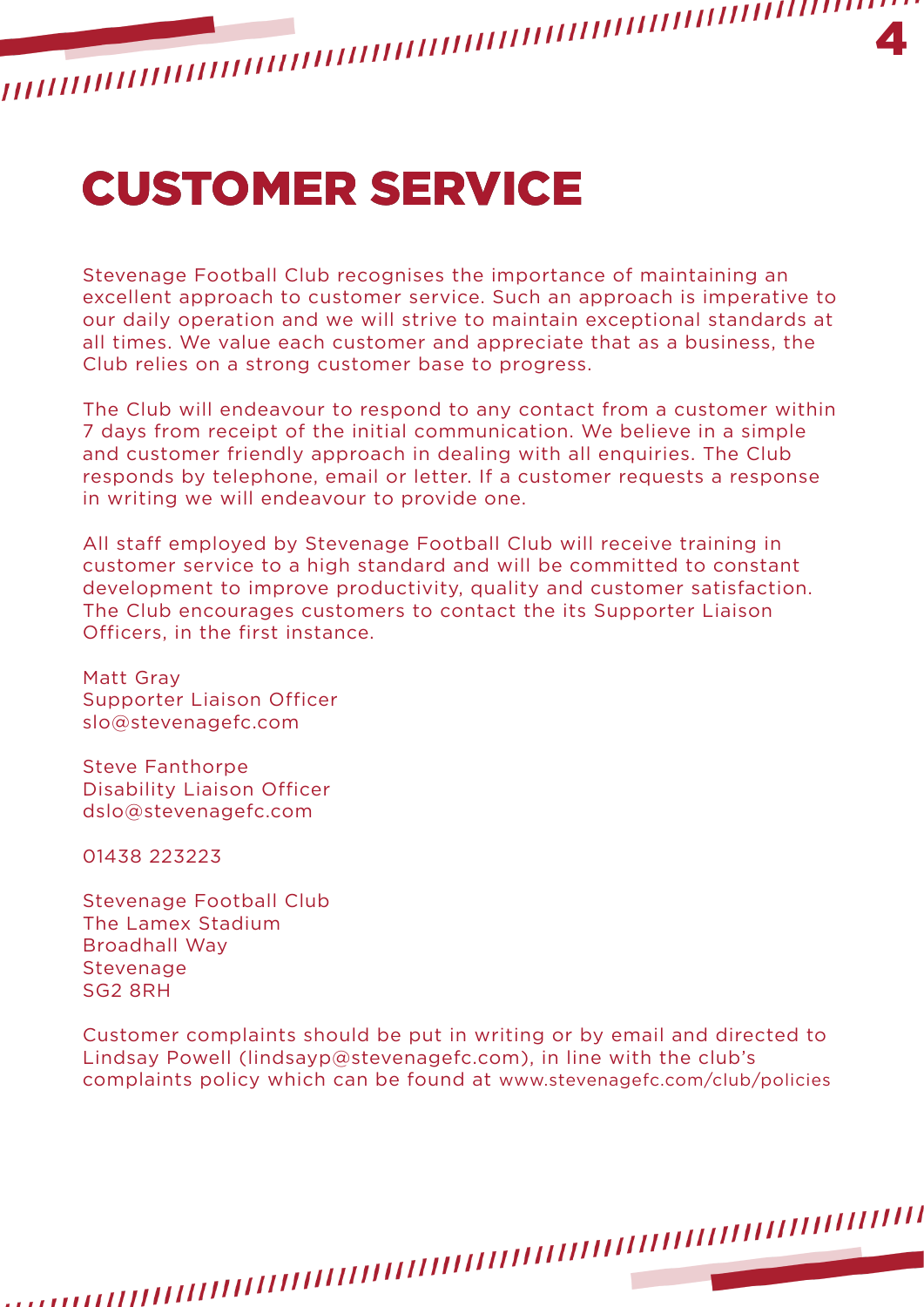# CUSTOMER SERVICE

Stevenage Football Club recognises the importance of maintaining an excellent approach to customer service. Such an approach is imperative to our daily operation and we will strive to maintain exceptional standards at all times. We value each customer and appreciate that as a business, the Club relies on a strong customer base to progress.

The Club will endeavour to respond to any contact from a customer within 7 days from receipt of the initial communication. We believe in a simple and customer friendly approach in dealing with all enquiries. The Club responds by telephone, email or letter. If a customer requests a response in writing we will endeavour to provide one.

All staff employed by Stevenage Football Club will receive training in customer service to a high standard and will be committed to constant development to improve productivity, quality and customer satisfaction. The Club encourages customers to contact the its Supporter Liaison Officers, in the first instance.

Matt Gray
Supporter Liaison Officer
slo@stevenagefc.com

Steve Fanthorpe
Disability Liaison Officer
dslo@stevenagefc.com

01438 223223

Stevenage Football Club
The Lamex Stadium
Broadhall Way
Stevenage
SG2 8RH

Customer complaints should be put in writing or by email and directed to Lindsay Powell (lindsayp@stevenagefc.com), in line with the club's complaints policy which can be found at www.stevenagefc.com/club/policies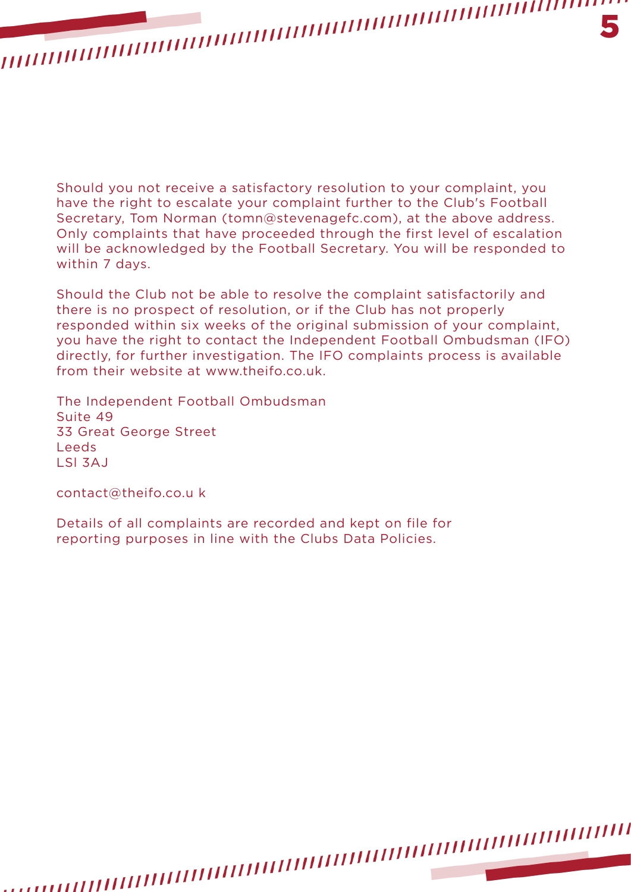Should you not receive a satisfactory resolution to your complaint, you have the right to escalate your complaint further to the Club's Football Secretary, Tom Norman (tomn@stevenagefc.com), at the above address. Only complaints that have proceeded through the first level of escalation will be acknowledged by the Football Secretary. You will be responded to within 7 days.

Should the Club not be able to resolve the complaint satisfactorily and there is no prospect of resolution, or if the Club has not properly responded within six weeks of the original submission of your complaint, you have the right to contact the Independent Football Ombudsman (IFO) directly, for further investigation. The IFO complaints process is available from their website at www.theifo.co.uk.

The Independent Football Ombudsman
Suite 49
33 Great George Street
Leeds
LSI 3AJ

contact@theifo.co.u k

Details of all complaints are recorded and kept on file for reporting purposes in line with the Clubs Data Policies.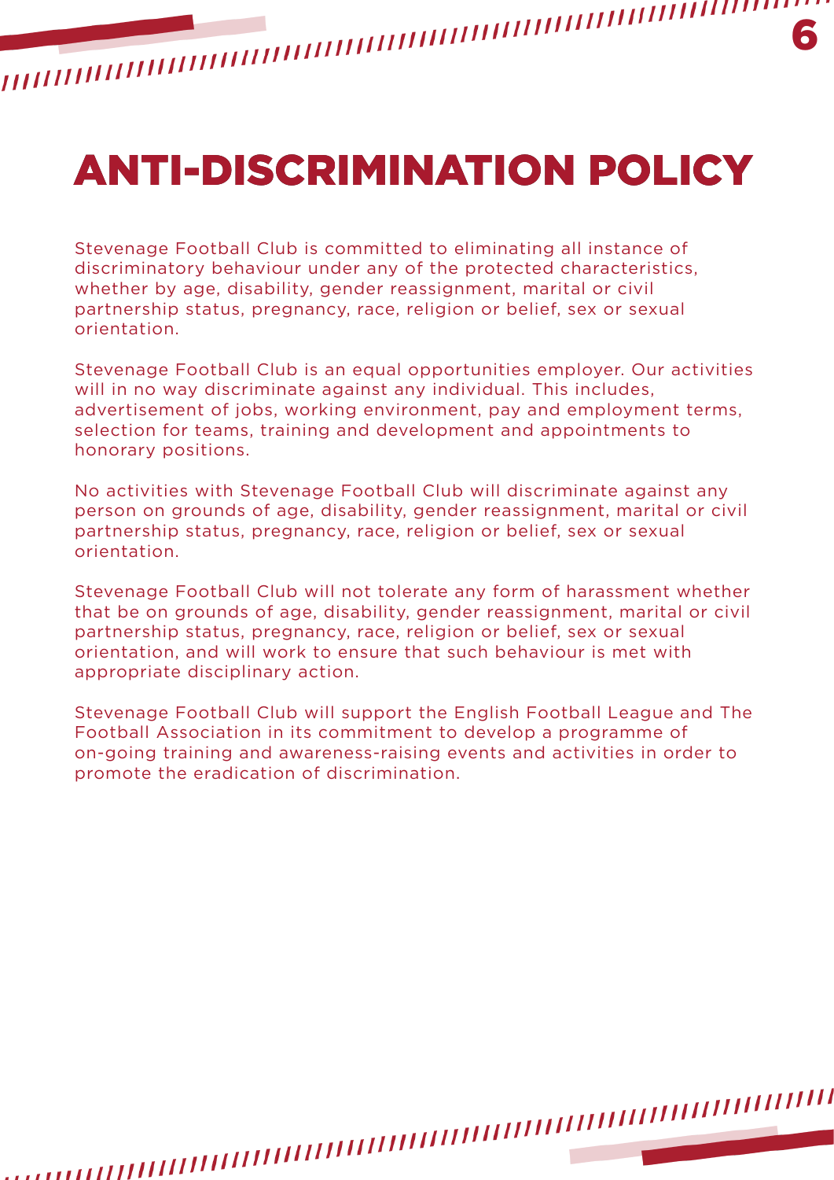# ANTI-DISCRIMINATION POLICY

Stevenage Football Club is committed to eliminating all instance of discriminatory behaviour under any of the protected characteristics, whether by age, disability, gender reassignment, marital or civil partnership status, pregnancy, race, religion or belief, sex or sexual orientation.

Stevenage Football Club is an equal opportunities employer. Our activities will in no way discriminate against any individual. This includes, advertisement of jobs, working environment, pay and employment terms, selection for teams, training and development and appointments to honorary positions.

No activities with Stevenage Football Club will discriminate against any person on grounds of age, disability, gender reassignment, marital or civil partnership status, pregnancy, race, religion or belief, sex or sexual orientation.

Stevenage Football Club will not tolerate any form of harassment whether that be on grounds of age, disability, gender reassignment, marital or civil partnership status, pregnancy, race, religion or belief, sex or sexual orientation, and will work to ensure that such behaviour is met with appropriate disciplinary action.

Stevenage Football Club will support the English Football League and The Football Association in its commitment to develop a programme of on-going training and awareness-raising events and activities in order to promote the eradication of discrimination.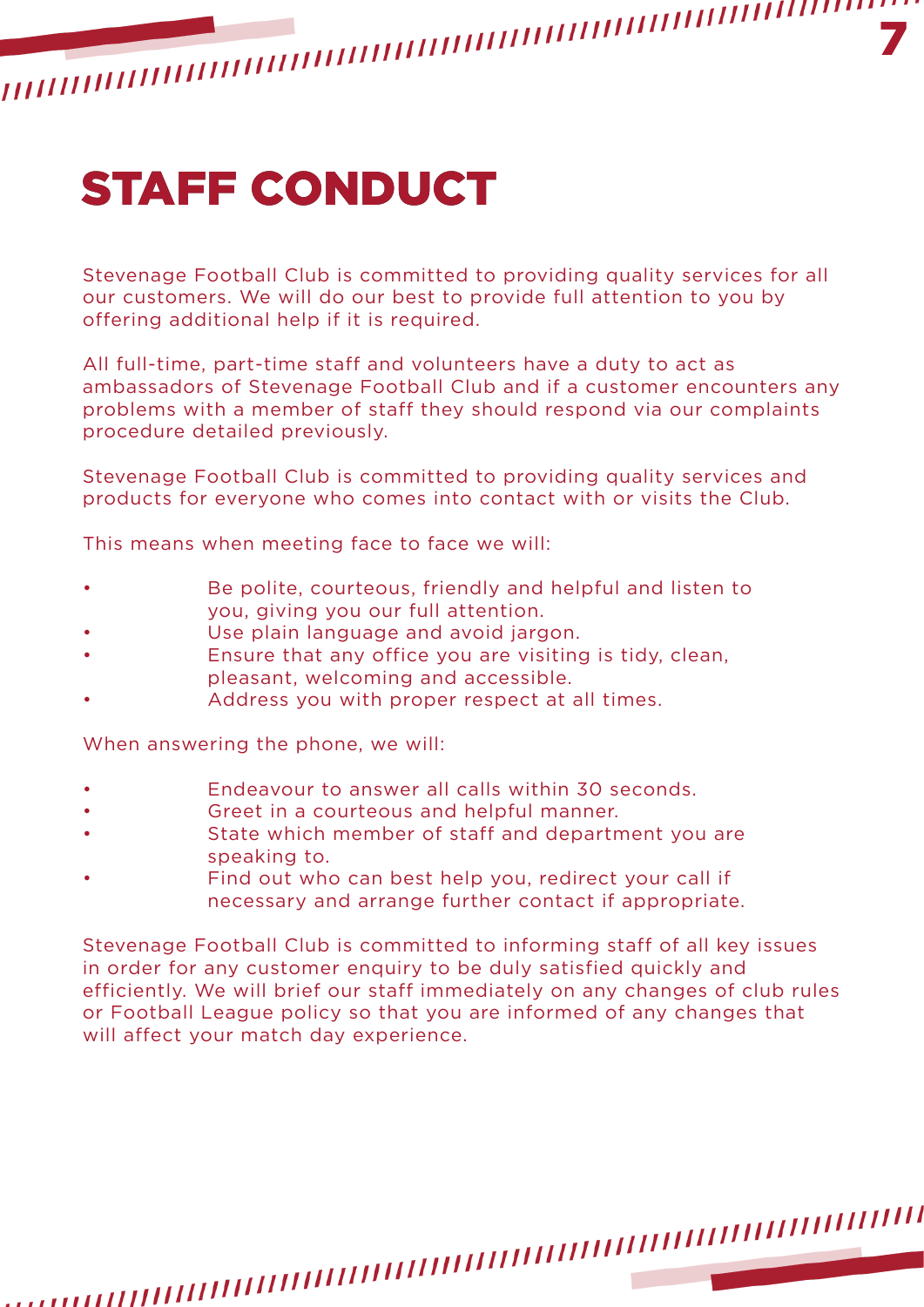# STAFF CONDUCT

Stevenage Football Club is committed to providing quality services for all our customers. We will do our best to provide full attention to you by offering additional help if it is required.

All full-time, part-time staff and volunteers have a duty to act as ambassadors of Stevenage Football Club and if a customer encounters any problems with a member of staff they should respond via our complaints procedure detailed previously.

Stevenage Football Club is committed to providing quality services and products for everyone who comes into contact with or visits the Club.

This means when meeting face to face we will:

- Be polite, courteous, friendly and helpful and listen to you, giving you our full attention.
- Use plain language and avoid jargon.
- Ensure that any office you are visiting is tidy, clean, pleasant, welcoming and accessible.
- Address you with proper respect at all times.

When answering the phone, we will:

- Endeavour to answer all calls within 30 seconds.
- Greet in a courteous and helpful manner.
- State which member of staff and department you are speaking to.
- Find out who can best help you, redirect your call if necessary and arrange further contact if appropriate.

Stevenage Football Club is committed to informing staff of all key issues in order for any customer enquiry to be duly satisfied quickly and efficiently. We will brief our staff immediately on any changes of club rules or Football League policy so that you are informed of any changes that will affect your match day experience.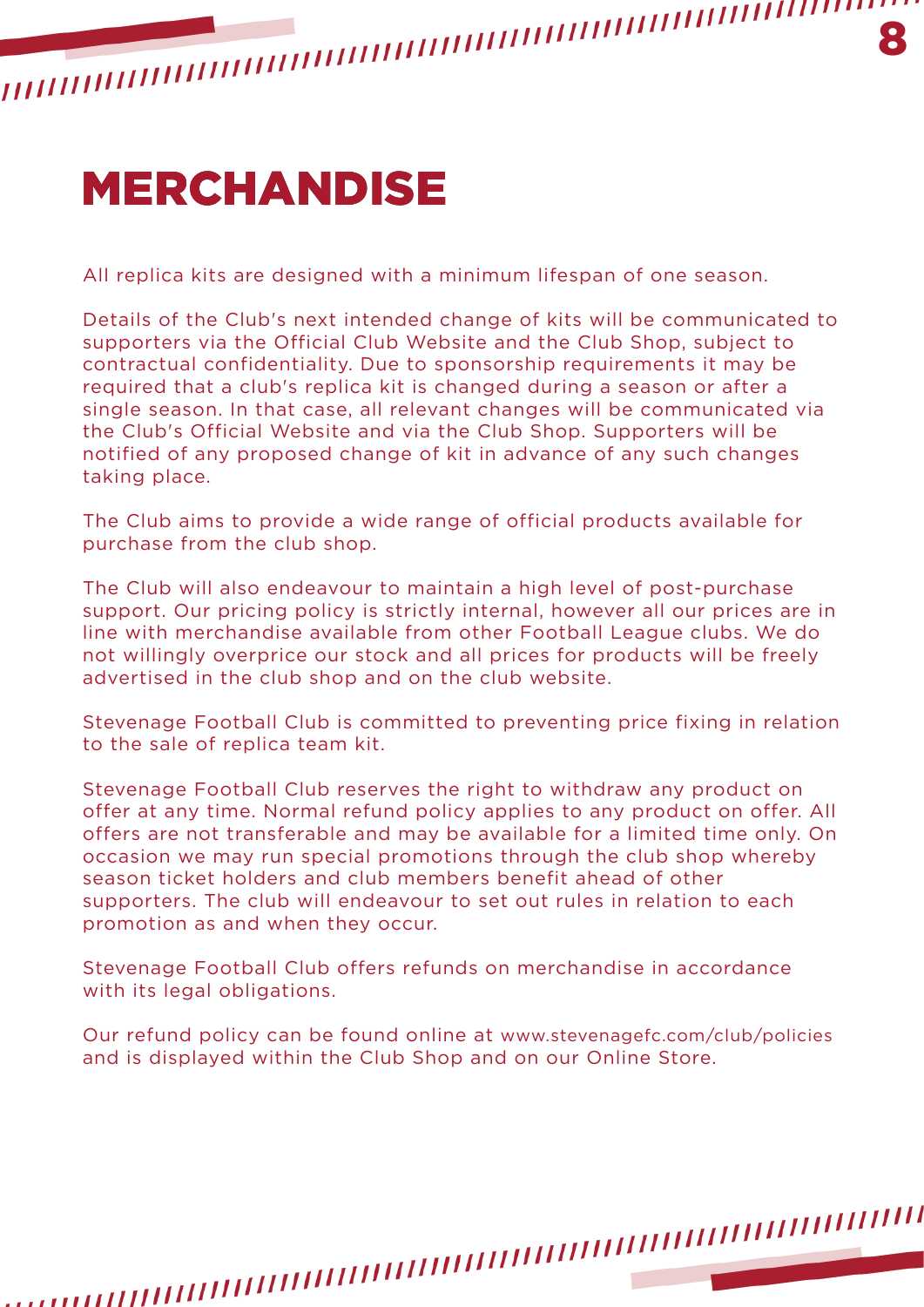# MERCHANDISE

All replica kits are designed with a minimum lifespan of one season.

Details of the Club's next intended change of kits will be communicated to supporters via the Official Club Website and the Club Shop, subject to contractual confidentiality. Due to sponsorship requirements it may be required that a club's replica kit is changed during a season or after a single season. In that case, all relevant changes will be communicated via the Club's Official Website and via the Club Shop. Supporters will be notified of any proposed change of kit in advance of any such changes taking place.

The Club aims to provide a wide range of official products available for purchase from the club shop.

The Club will also endeavour to maintain a high level of post-purchase support. Our pricing policy is strictly internal, however all our prices are in line with merchandise available from other Football League clubs. We do not willingly overprice our stock and all prices for products will be freely advertised in the club shop and on the club website.

Stevenage Football Club is committed to preventing price fixing in relation to the sale of replica team kit.

Stevenage Football Club reserves the right to withdraw any product on offer at any time. Normal refund policy applies to any product on offer. All offers are not transferable and may be available for a limited time only. On occasion we may run special promotions through the club shop whereby season ticket holders and club members benefit ahead of other supporters. The club will endeavour to set out rules in relation to each promotion as and when they occur.

Stevenage Football Club offers refunds on merchandise in accordance with its legal obligations.

Our refund policy can be found online at www.stevenagefc.com/club/policies and is displayed within the Club Shop and on our Online Store.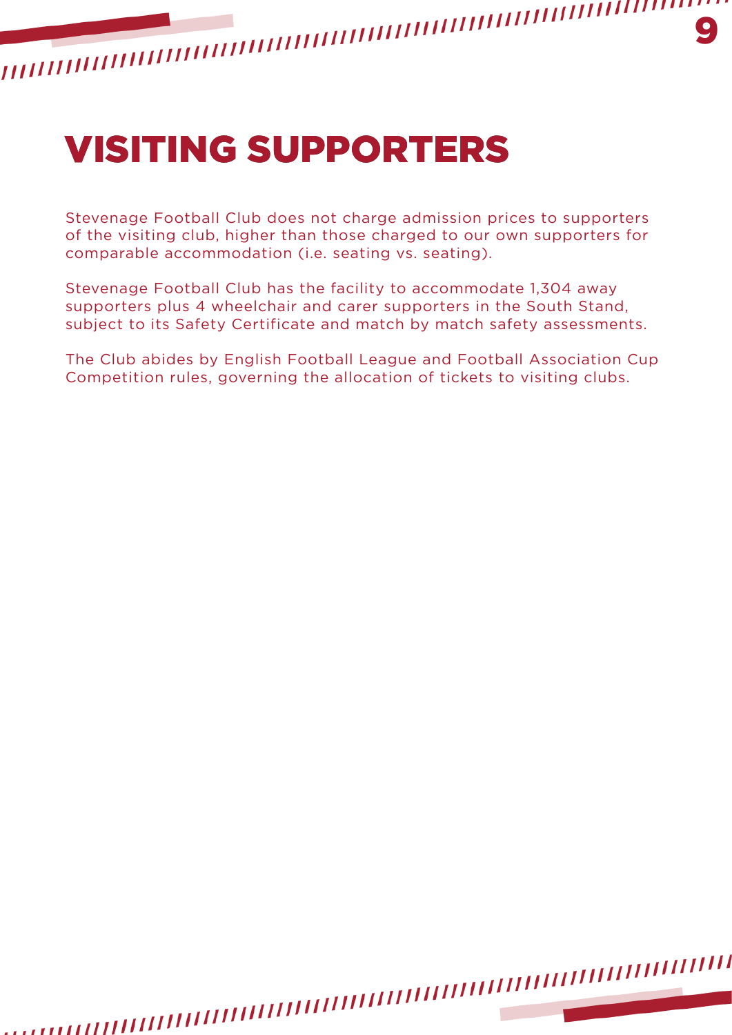# VISITING SUPPORTERS

Stevenage Football Club does not charge admission prices to supporters of the visiting club, higher than those charged to our own supporters for comparable accommodation (i.e. seating vs. seating).

Stevenage Football Club has the facility to accommodate 1,304 away supporters plus 4 wheelchair and carer supporters in the South Stand, subject to its Safety Certificate and match by match safety assessments.

The Club abides by English Football League and Football Association Cup Competition rules, governing the allocation of tickets to visiting clubs.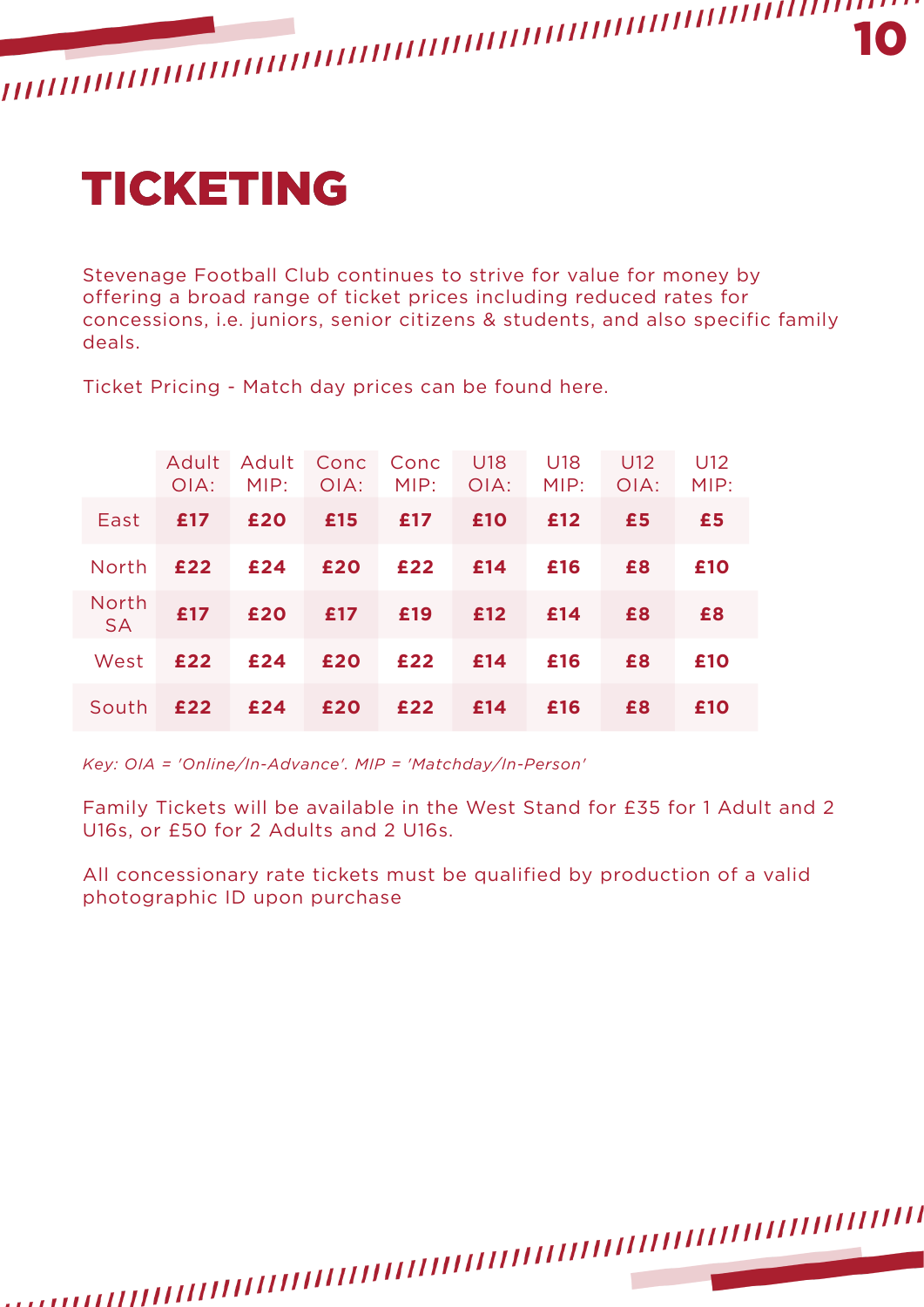# TICKETING

Stevenage Football Club continues to strive for value for money by offering a broad range of ticket prices including reduced rates for concessions, i.e. juniors, senior citizens & students, and also specific family deals.

Ticket Pricing - Match day prices can be found here.

| | Adult OIA: | Adult MIP: | Conc OIA: | Conc MIP: | U18 OIA: | U18 MIP: | U12 OIA: | U12 MIP: |
|---|---|---|---|---|---|---|---|---|
| East | **£17** | **£20** | **£15** | **£17** | **£10** | **£12** | **£5** | **£5** |
| North | **£22** | **£24** | **£20** | **£22** | **£14** | **£16** | **£8** | **£10** |
| North SA | **£17** | **£20** | **£17** | **£19** | **£12** | **£14** | **£8** | **£8** |
| West | **£22** | **£24** | **£20** | **£22** | **£14** | **£16** | **£8** | **£10** |
| South | **£22** | **£24** | **£20** | **£22** | **£14** | **£16** | **£8** | **£10** |

*Key: OIA = 'Online/In-Advance'. MIP = 'Matchday/In-Person'*

Family Tickets will be available in the West Stand for £35 for 1 Adult and 2 U16s, or £50 for 2 Adults and 2 U16s.

All concessionary rate tickets must be qualified by production of a valid photographic ID upon purchase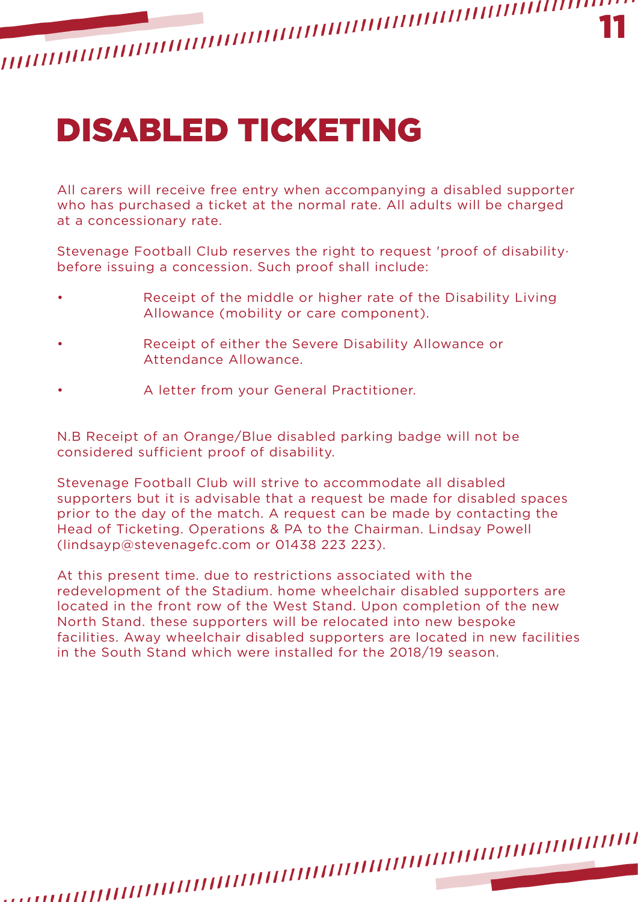# DISABLED TICKETING

All carers will receive free entry when accompanying a disabled supporter who has purchased a ticket at the normal rate. All adults will be charged at a concessionary rate.

Stevenage Football Club reserves the right to request 'proof of disability· before issuing a concession. Such proof shall include:

- Receipt of the middle or higher rate of the Disability Living Allowance (mobility or care component).
- Receipt of either the Severe Disability Allowance or Attendance Allowance.
- A letter from your General Practitioner.

N.B Receipt of an Orange/Blue disabled parking badge will not be considered sufficient proof of disability.

Stevenage Football Club will strive to accommodate all disabled supporters but it is advisable that a request be made for disabled spaces prior to the day of the match. A request can be made by contacting the Head of Ticketing. Operations & PA to the Chairman. Lindsay Powell (lindsayp@stevenagefc.com or 01438 223 223).

At this present time. due to restrictions associated with the redevelopment of the Stadium. home wheelchair disabled supporters are located in the front row of the West Stand. Upon completion of the new North Stand. these supporters will be relocated into new bespoke facilities. Away wheelchair disabled supporters are located in new facilities in the South Stand which were installed for the 2018/19 season.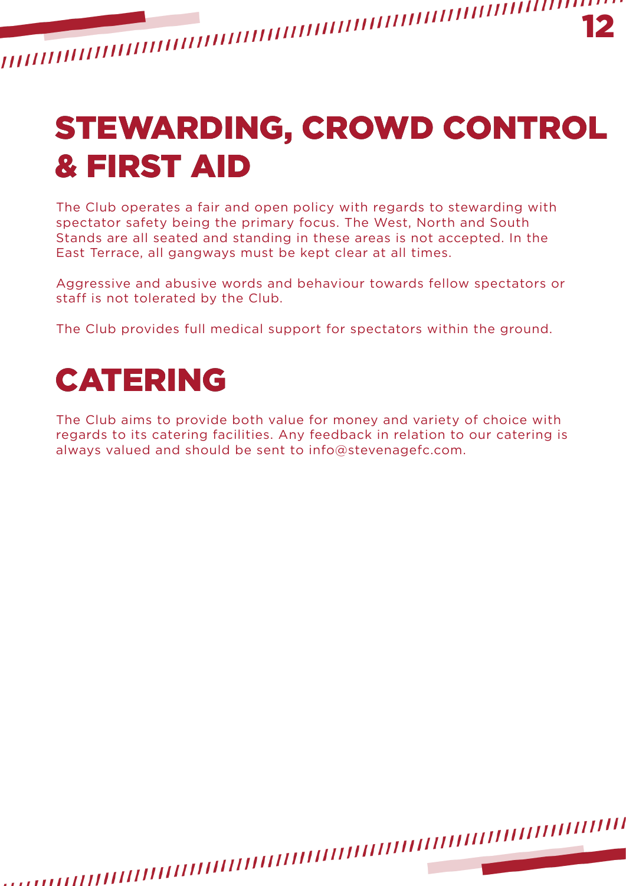# STEWARDING, CROWD CONTROL & FIRST AID

The Club operates a fair and open policy with regards to stewarding with spectator safety being the primary focus. The West, North and South Stands are all seated and standing in these areas is not accepted. In the East Terrace, all gangways must be kept clear at all times.

Aggressive and abusive words and behaviour towards fellow spectators or staff is not tolerated by the Club.

The Club provides full medical support for spectators within the ground.

# CATERING

The Club aims to provide both value for money and variety of choice with regards to its catering facilities. Any feedback in relation to our catering is always valued and should be sent to info@stevenagefc.com.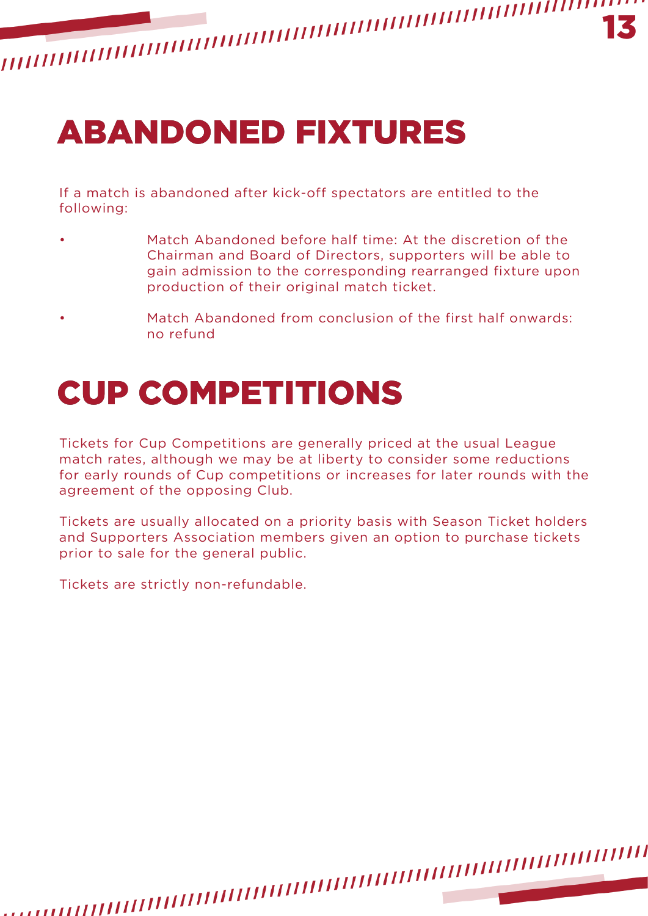# ABANDONED FIXTURES

If a match is abandoned after kick-off spectators are entitled to the following:

- Match Abandoned before half time: At the discretion of the Chairman and Board of Directors, supporters will be able to gain admission to the corresponding rearranged fixture upon production of their original match ticket.
- Match Abandoned from conclusion of the first half onwards: no refund

# CUP COMPETITIONS

Tickets for Cup Competitions are generally priced at the usual League match rates, although we may be at liberty to consider some reductions for early rounds of Cup competitions or increases for later rounds with the agreement of the opposing Club.

Tickets are usually allocated on a priority basis with Season Ticket holders and Supporters Association members given an option to purchase tickets prior to sale for the general public.

Tickets are strictly non-refundable.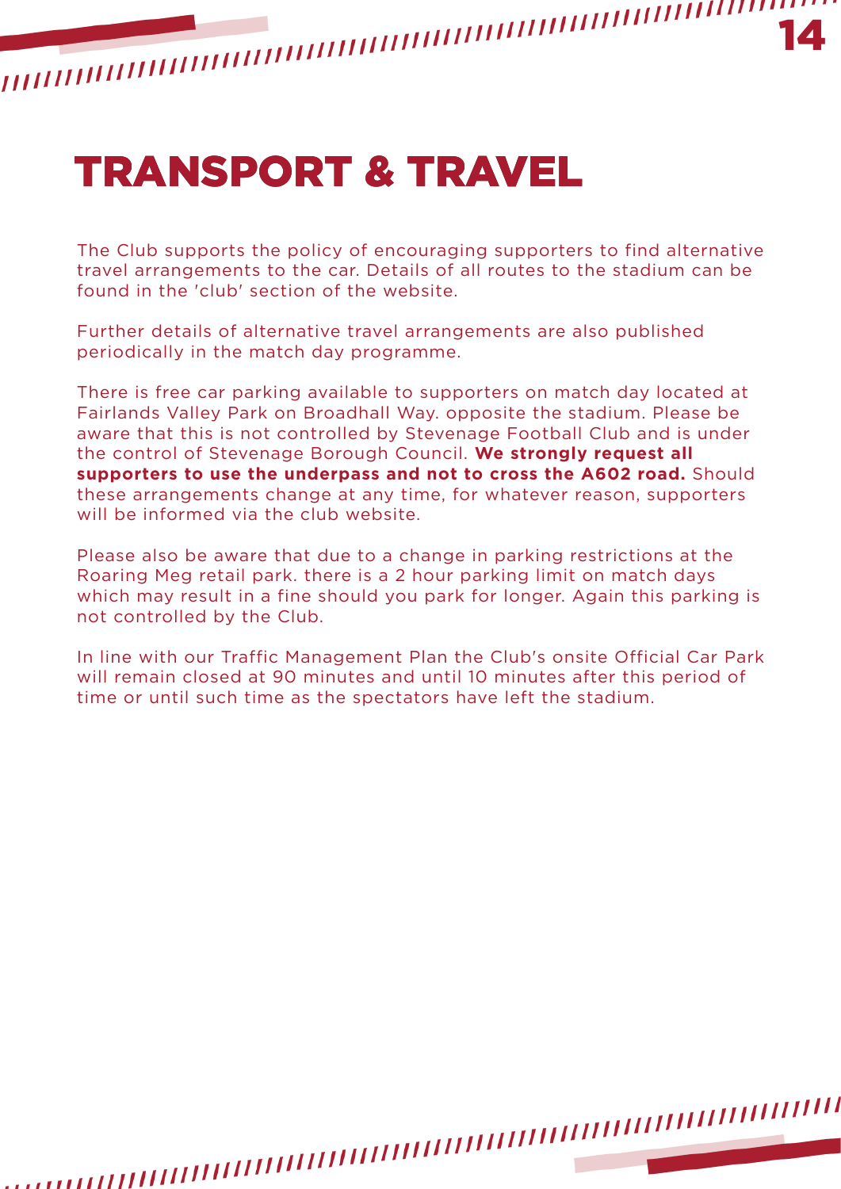# TRANSPORT & TRAVEL

The Club supports the policy of encouraging supporters to find alternative travel arrangements to the car. Details of all routes to the stadium can be found in the 'club' section of the website.

Further details of alternative travel arrangements are also published periodically in the match day programme.

There is free car parking available to supporters on match day located at Fairlands Valley Park on Broadhall Way. opposite the stadium. Please be aware that this is not controlled by Stevenage Football Club and is under the control of Stevenage Borough Council. **We strongly request all supporters to use the underpass and not to cross the A602 road.** Should these arrangements change at any time, for whatever reason, supporters will be informed via the club website.

Please also be aware that due to a change in parking restrictions at the Roaring Meg retail park. there is a 2 hour parking limit on match days which may result in a fine should you park for longer. Again this parking is not controlled by the Club.

In line with our Traffic Management Plan the Club's onsite Official Car Park will remain closed at 90 minutes and until 10 minutes after this period of time or until such time as the spectators have left the stadium.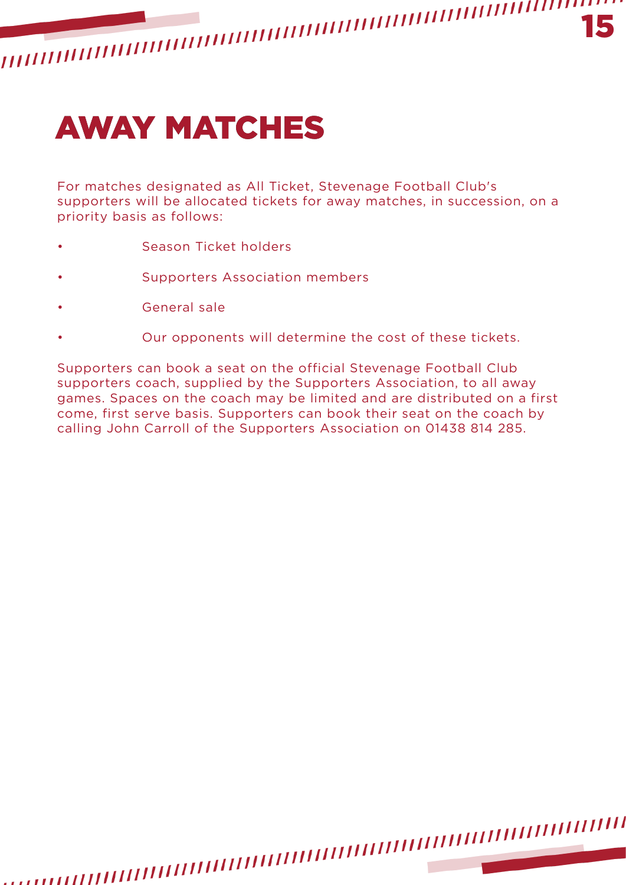# AWAY MATCHES

For matches designated as All Ticket, Stevenage Football Club's supporters will be allocated tickets for away matches, in succession, on a priority basis as follows:

- Season Ticket holders
- Supporters Association members
- General sale
- Our opponents will determine the cost of these tickets.

Supporters can book a seat on the official Stevenage Football Club supporters coach, supplied by the Supporters Association, to all away games. Spaces on the coach may be limited and are distributed on a first come, first serve basis. Supporters can book their seat on the coach by calling John Carroll of the Supporters Association on 01438 814 285.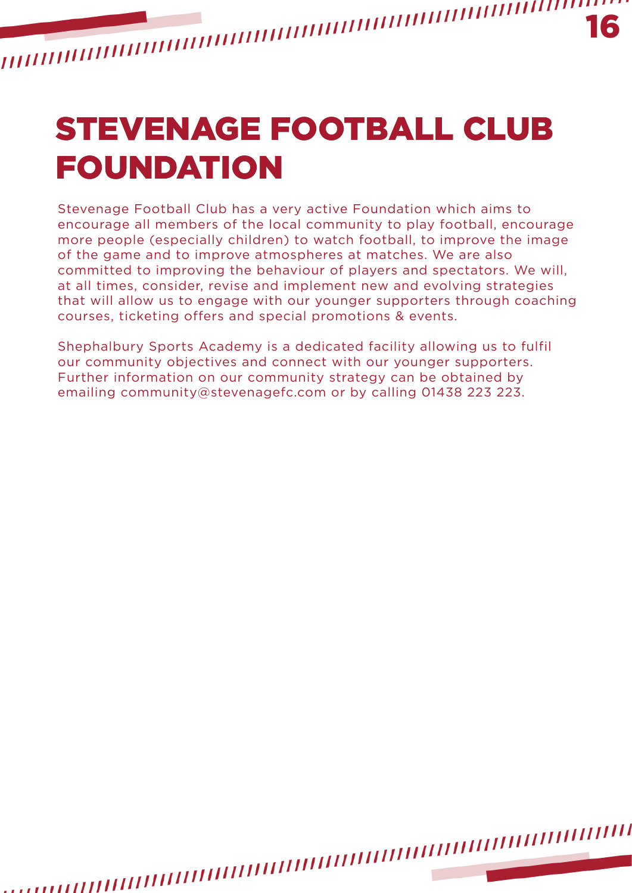# STEVENAGE FOOTBALL CLUB FOUNDATION

Stevenage Football Club has a very active Foundation which aims to encourage all members of the local community to play football, encourage more people (especially children) to watch football, to improve the image of the game and to improve atmospheres at matches. We are also committed to improving the behaviour of players and spectators. We will, at all times, consider, revise and implement new and evolving strategies that will allow us to engage with our younger supporters through coaching courses, ticketing offers and special promotions & events.

Shephalbury Sports Academy is a dedicated facility allowing us to fulfil our community objectives and connect with our younger supporters. Further information on our community strategy can be obtained by emailing community@stevenagefc.com or by calling 01438 223 223.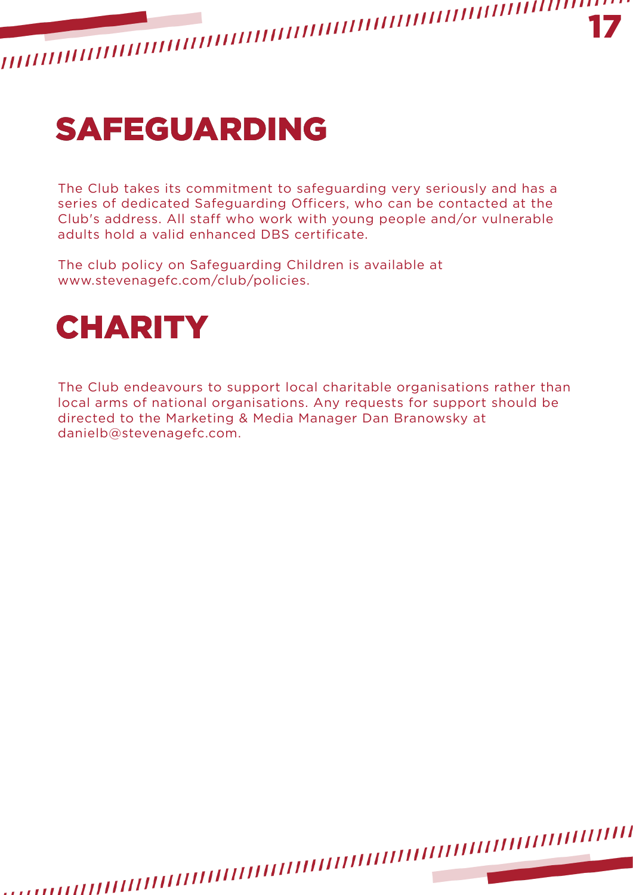# SAFEGUARDING

The Club takes its commitment to safeguarding very seriously and has a series of dedicated Safeguarding Officers, who can be contacted at the Club's address. All staff who work with young people and/or vulnerable adults hold a valid enhanced DBS certificate.

The club policy on Safeguarding Children is available at www.stevenagefc.com/club/policies.

# CHARITY

The Club endeavours to support local charitable organisations rather than local arms of national organisations. Any requests for support should be directed to the Marketing & Media Manager Dan Branowsky at danielb@stevenagefc.com.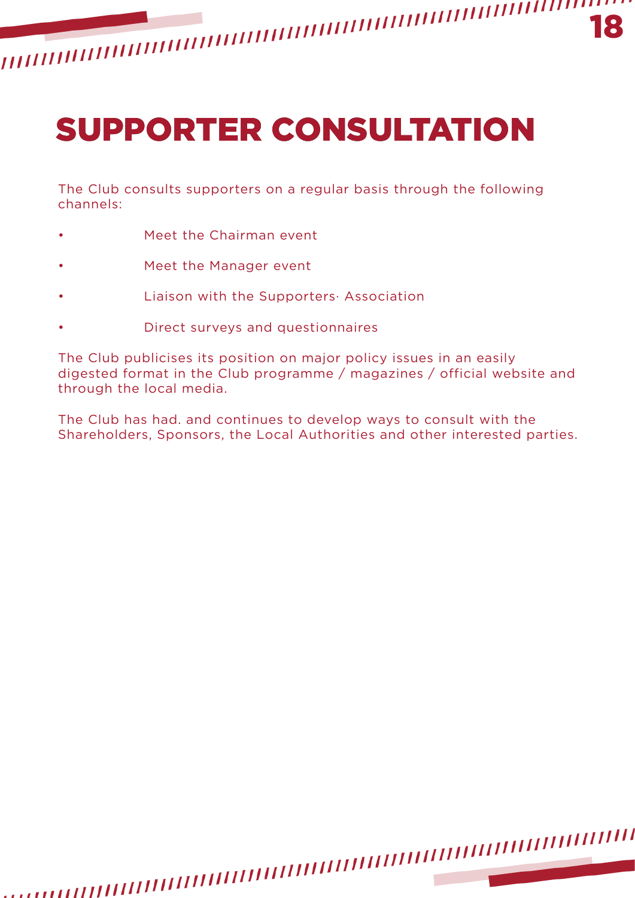# SUPPORTER CONSULTATION

The Club consults supporters on a regular basis through the following channels:

- Meet the Chairman event
- Meet the Manager event
- Liaison with the Supporters· Association
- Direct surveys and questionnaires

The Club publicises its position on major policy issues in an easily digested format in the Club programme / magazines / official website and through the local media.

The Club has had. and continues to develop ways to consult with the Shareholders, Sponsors, the Local Authorities and other interested parties.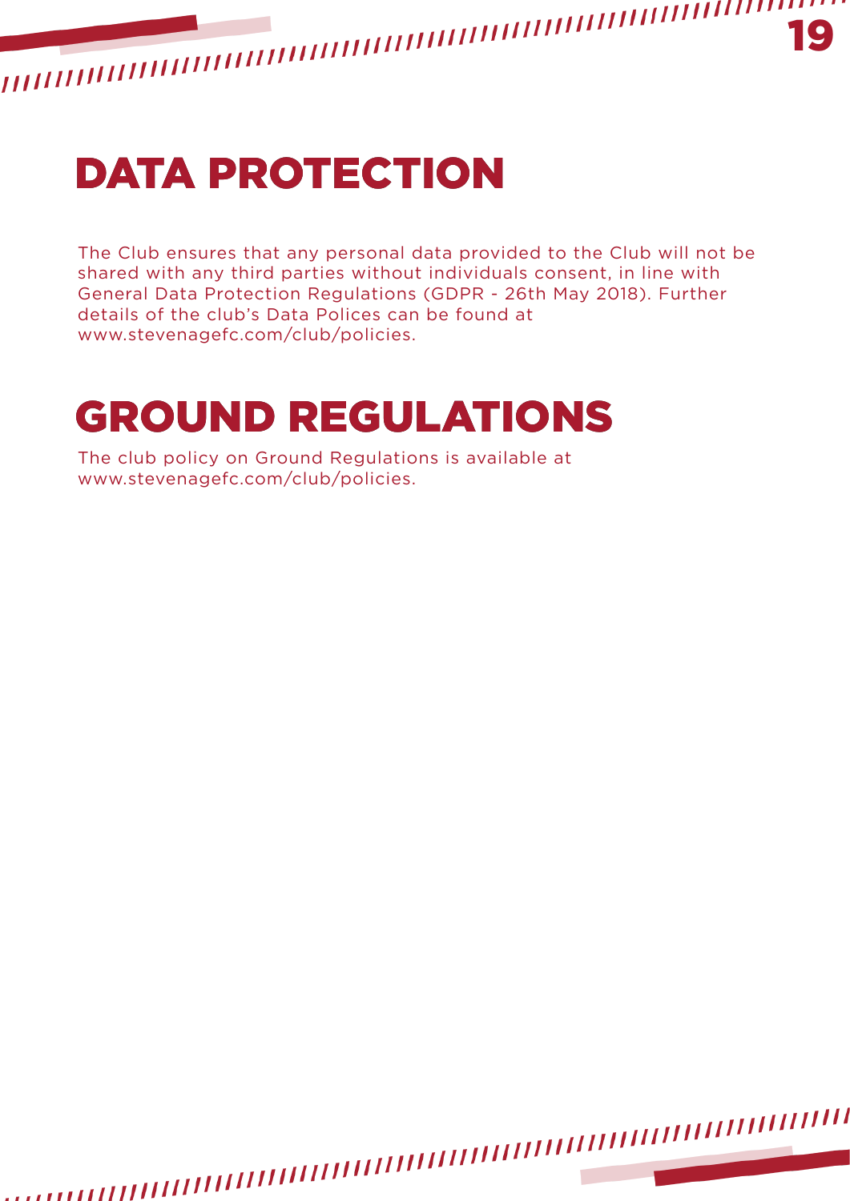# DATA PROTECTION

The Club ensures that any personal data provided to the Club will not be shared with any third parties without individuals consent, in line with General Data Protection Regulations (GDPR - 26th May 2018). Further details of the club's Data Polices can be found at www.stevenagefc.com/club/policies.

# GROUND REGULATIONS

The club policy on Ground Regulations is available at www.stevenagefc.com/club/policies.